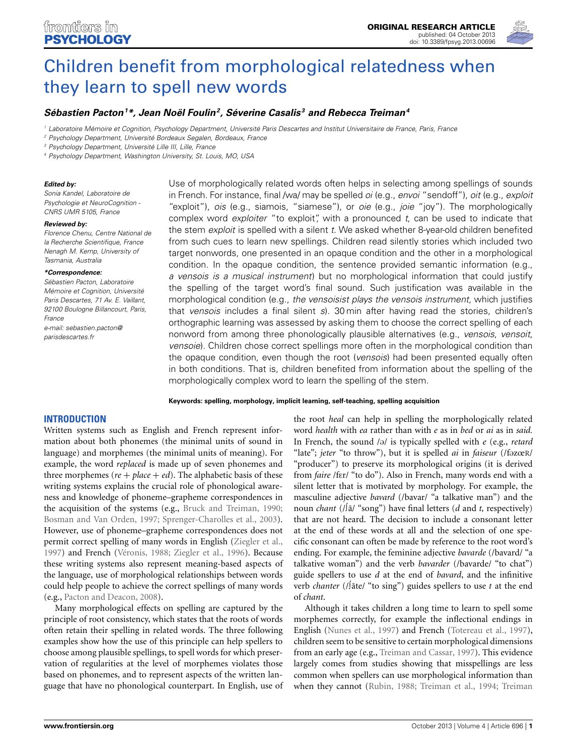# Children benefit from morphological relatedness when they learn to spell new words

***Sébastien Pacton[1]\*, Jean Noël Foulin[2], Séverine Casalis[3] and Rebecca Treiman[4]***

[1] Laboratoire Mémoire et Cognition, Psychology Department, Université Paris Descartes and Institut Universitaire de France, Paris, France
[2] Psychology Department, Université Bordeaux Segalen, Bordeaux, France
[3] Psychology Department, Université Lille III, Lille, France
[4] Psychology Department, Washington University, St. Louis, MO, USA

***Edited by:***
*Sonia Kandel, Laboratoire de Psychologie et NeuroCognition - CNRS UMR 5105, France*

***Reviewed by:***
*Florence Chenu, Centre National de la Recherche Scientifique, France*
*Nenagh M. Kemp, University of Tasmania, Australia*

***\*Correspondence:***
*Sébastien Pacton, Laboratoire Mémoire et Cognition, Université Paris Descartes, 71 Av. E. Vaillant, 92100 Boulogne Billancourt, Paris, France*
*e-mail: sebastien.pacton@parisdescartes.fr*

Use of morphologically related words often helps in selecting among spellings of sounds in French. For instance, final /wa/ may be spelled *oi* (e.g., *envoi* "sendoff"), *oit* (e.g., *exploit* "exploit"), *ois* (e.g., siamois, "siamese"), or *oie* (e.g., *joie* "joy"). The morphologically complex word *exploiter* "to exploit", with a pronounced *t*, can be used to indicate that the stem *exploit* is spelled with a silent *t*. We asked whether 8-year-old children benefited from such cues to learn new spellings. Children read silently stories which included two target nonwords, one presented in an opaque condition and the other in a morphological condition. In the opaque condition, the sentence provided semantic information (e.g., *a vensois is a musical instrument*) but no morphological information that could justify the spelling of the target word's final sound. Such justification was available in the morphological condition (e.g., *the vensoisist plays the vensois instrument*, which justifies that *vensois* includes a final silent *s*). 30 min after having read the stories, children's orthographic learning was assessed by asking them to choose the correct spelling of each nonword from among three phonologically plausible alternatives (e.g., *vensois*, *vensoit*, *vensoie*). Children chose correct spellings more often in the morphological condition than the opaque condition, even though the root (*vensois*) had been presented equally often in both conditions. That is, children benefited from information about the spelling of the morphologically complex word to learn the spelling of the stem.

**Keywords: spelling, morphology, implicit learning, self-teaching, spelling acquisition**

## INTRODUCTION

Written systems such as English and French represent information about both phonemes (the minimal units of sound in language) and morphemes (the minimal units of meaning). For example, the word *replaced* is made up of seven phonemes and three morphemes (*re* + *place* + *ed*). The alphabetic basis of these writing systems explains the crucial role of phonological awareness and knowledge of phoneme–grapheme correspondences in the acquisition of the systems (e.g., Bruck and Treiman, 1990; Bosman and Van Orden, 1997; Sprenger-Charolles et al., 2003). However, use of phoneme–grapheme correspondences does not permit correct spelling of many words in English (Ziegler et al., 1997) and French (Véronis, 1988; Ziegler et al., 1996). Because these writing systems also represent meaning-based aspects of the language, use of morphological relationships between words could help people to achieve the correct spellings of many words (e.g., Pacton and Deacon, 2008).

Many morphological effects on spelling are captured by the principle of root consistency, which states that the roots of words often retain their spelling in related words. The three following examples show how the use of this principle can help spellers to choose among plausible spellings, to spell words for which preservation of regularities at the level of morphemes violates those based on phonemes, and to represent aspects of the written language that have no phonological counterpart. In English, use of the root *heal* can help in spelling the morphologically related word *health* with *ea* rather than with *e* as in *bed* or *ai* as in *said*. In French, the sound /ə/ is typically spelled with *e* (e.g., *retard* "late"; *jeter* "to throw"), but it is spelled *ai* in *faiseur* (/fəzœʀ/ "producer") to preserve its morphological origins (it is derived from *faire* /fɛr/ "to do"). Also in French, many words end with a silent letter that is motivated by morphology. For example, the masculine adjective *bavard* (/bavar/ "a talkative man") and the noun *chant* (/ʃã/ "song") have final letters (*d* and *t*, respectively) that are not heard. The decision to include a consonant letter at the end of these words at all and the selection of one specific consonant can often be made by reference to the root word's ending. For example, the feminine adjective *bavarde* (/bavard/ "a talkative woman") and the verb *bavarder* (/bavarde/ "to chat") guide spellers to use *d* at the end of *bavard*, and the infinitive verb *chanter* (/ʃãte/ "to sing") guides spellers to use *t* at the end of *chant*.

Although it takes children a long time to learn to spell some morphemes correctly, for example the inflectional endings in English (Nunes et al., 1997) and French (Totereau et al., 1997), children seem to be sensitive to certain morphological dimensions from an early age (e.g., Treiman and Cassar, 1997). This evidence largely comes from studies showing that misspellings are less common when spellers can use morphological information than when they cannot (Rubin, 1988; Treiman et al., 1994; Treiman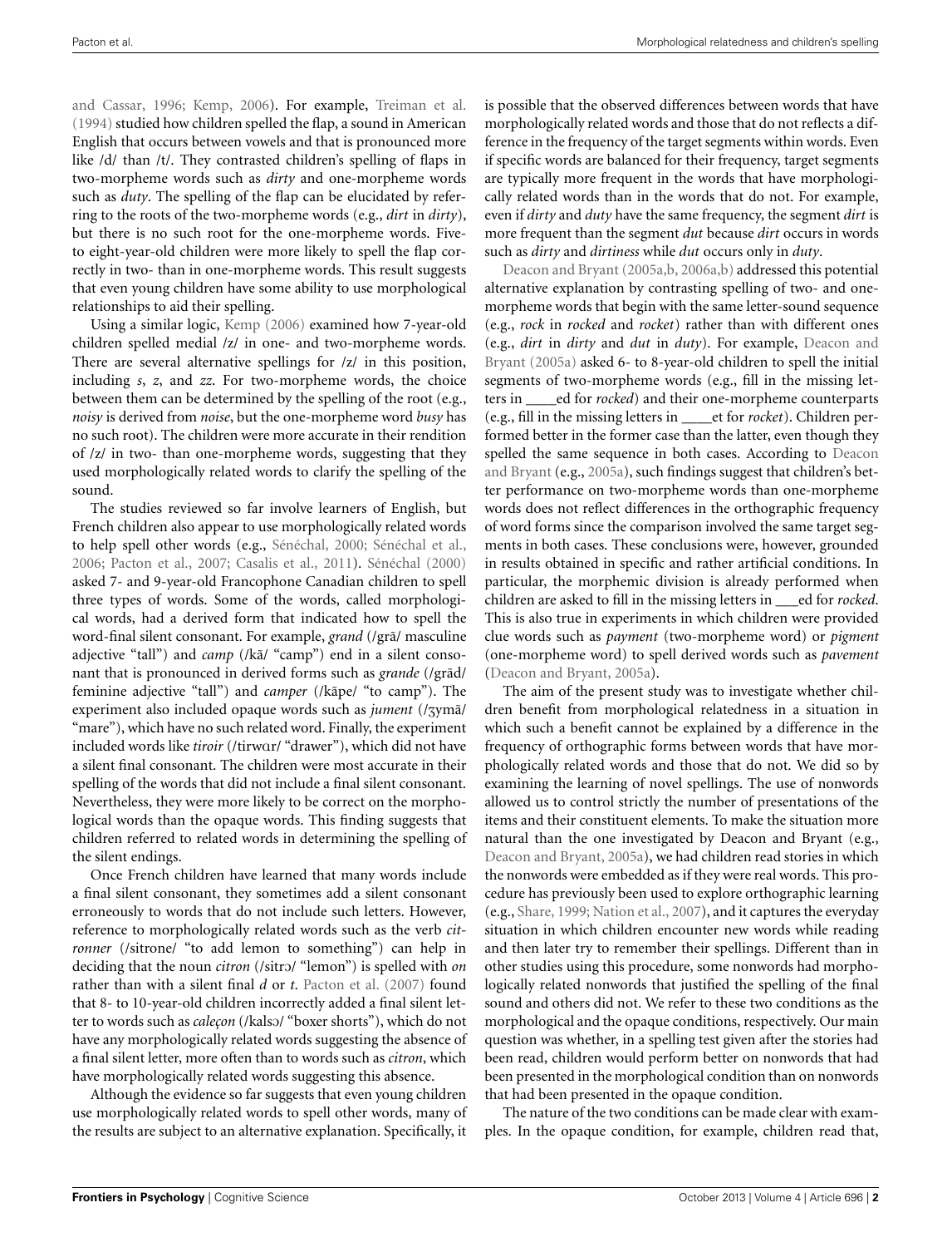and Cassar, 1996; Kemp, 2006). For example, Treiman et al. (1994) studied how children spelled the flap, a sound in American English that occurs between vowels and that is pronounced more like /d/ than /t/. They contrasted children's spelling of flaps in two-morpheme words such as *dirty* and one-morpheme words such as *duty*. The spelling of the flap can be elucidated by referring to the roots of the two-morpheme words (e.g., *dirt* in *dirty*), but there is no such root for the one-morpheme words. Five- to eight-year-old children were more likely to spell the flap correctly in two- than in one-morpheme words. This result suggests that even young children have some ability to use morphological relationships to aid their spelling.

Using a similar logic, Kemp (2006) examined how 7-year-old children spelled medial /z/ in one- and two-morpheme words. There are several alternative spellings for /z/ in this position, including *s*, *z*, and *zz*. For two-morpheme words, the choice between them can be determined by the spelling of the root (e.g., *noisy* is derived from *noise*, but the one-morpheme word *busy* has no such root). The children were more accurate in their rendition of /z/ in two- than one-morpheme words, suggesting that they used morphologically related words to clarify the spelling of the sound.

The studies reviewed so far involve learners of English, but French children also appear to use morphologically related words to help spell other words (e.g., Sénéchal, 2000; Sénéchal et al., 2006; Pacton et al., 2007; Casalis et al., 2011). Sénéchal (2000) asked 7- and 9-year-old Francophone Canadian children to spell three types of words. Some of the words, called morphological words, had a derived form that indicated how to spell the word-final silent consonant. For example, *grand* (/grɑ̃/ masculine adjective "tall") and *camp* (/kɑ̃/ "camp") end in a silent consonant that is pronounced in derived forms such as *grande* (/grɑ̃d/ feminine adjective "tall") and *camper* (/kɑ̃pe/ "to camp"). The experiment also included opaque words such as *jument* (/ʒymɑ̃/ "mare"), which have no such related word. Finally, the experiment included words like *tiroir* (/tirwɑr/ "drawer"), which did not have a silent final consonant. The children were most accurate in their spelling of the words that did not include a final silent consonant. Nevertheless, they were more likely to be correct on the morphological words than the opaque words. This finding suggests that children referred to related words in determining the spelling of the silent endings.

Once French children have learned that many words include a final silent consonant, they sometimes add a silent consonant erroneously to words that do not include such letters. However, reference to morphologically related words such as the verb *citronner* (/sitrone/ "to add lemon to something") can help in deciding that the noun *citron* (/sitrɔ̃/ "lemon") is spelled with *on* rather than with a silent final *d* or *t*. Pacton et al. (2007) found that 8- to 10-year-old children incorrectly added a final silent letter to words such as *caleçon* (/kalsɔ̃/ "boxer shorts"), which do not have any morphologically related words suggesting the absence of a final silent letter, more often than to words such as *citron*, which have morphologically related words suggesting this absence.

Although the evidence so far suggests that even young children use morphologically related words to spell other words, many of the results are subject to an alternative explanation. Specifically, it is possible that the observed differences between words that have morphologically related words and those that do not reflects a difference in the frequency of the target segments within words. Even if specific words are balanced for their frequency, target segments are typically more frequent in the words that have morphologically related words than in the words that do not. For example, even if *dirty* and *duty* have the same frequency, the segment *dirt* is more frequent than the segment *dut* because *dirt* occurs in words such as *dirty* and *dirtiness* while *dut* occurs only in *duty*.

Deacon and Bryant (2005a,b, 2006a,b) addressed this potential alternative explanation by contrasting spelling of two- and one-morpheme words that begin with the same letter-sound sequence (e.g., *rock* in *rocked* and *rocket*) rather than with different ones (e.g., *dirt* in *dirty* and *dut* in *duty*). For example, Deacon and Bryant (2005a) asked 6- to 8-year-old children to spell the initial segments of two-morpheme words (e.g., fill in the missing letters in \_\_\_\_ed for *rocked*) and their one-morpheme counterparts (e.g., fill in the missing letters in \_\_\_\_et for *rocket*). Children performed better in the former case than the latter, even though they spelled the same sequence in both cases. According to Deacon and Bryant (e.g., 2005a), such findings suggest that children's better performance on two-morpheme words than one-morpheme words does not reflect differences in the orthographic frequency of word forms since the comparison involved the same target segments in both cases. These conclusions were, however, grounded in results obtained in specific and rather artificial conditions. In particular, the morphemic division is already performed when children are asked to fill in the missing letters in \_\_\_ed for *rocked*. This is also true in experiments in which children were provided clue words such as *payment* (two-morpheme word) or *pigment* (one-morpheme word) to spell derived words such as *pavement* (Deacon and Bryant, 2005a).

The aim of the present study was to investigate whether children benefit from morphological relatedness in a situation in which such a benefit cannot be explained by a difference in the frequency of orthographic forms between words that have morphologically related words and those that do not. We did so by examining the learning of novel spellings. The use of nonwords allowed us to control strictly the number of presentations of the items and their constituent elements. To make the situation more natural than the one investigated by Deacon and Bryant (e.g., Deacon and Bryant, 2005a), we had children read stories in which the nonwords were embedded as if they were real words. This procedure has previously been used to explore orthographic learning (e.g., Share, 1999; Nation et al., 2007), and it captures the everyday situation in which children encounter new words while reading and then later try to remember their spellings. Different than in other studies using this procedure, some nonwords had morphologically related nonwords that justified the spelling of the final sound and others did not. We refer to these two conditions as the morphological and the opaque conditions, respectively. Our main question was whether, in a spelling test given after the stories had been read, children would perform better on nonwords that had been presented in the morphological condition than on nonwords that had been presented in the opaque condition.

The nature of the two conditions can be made clear with examples. In the opaque condition, for example, children read that,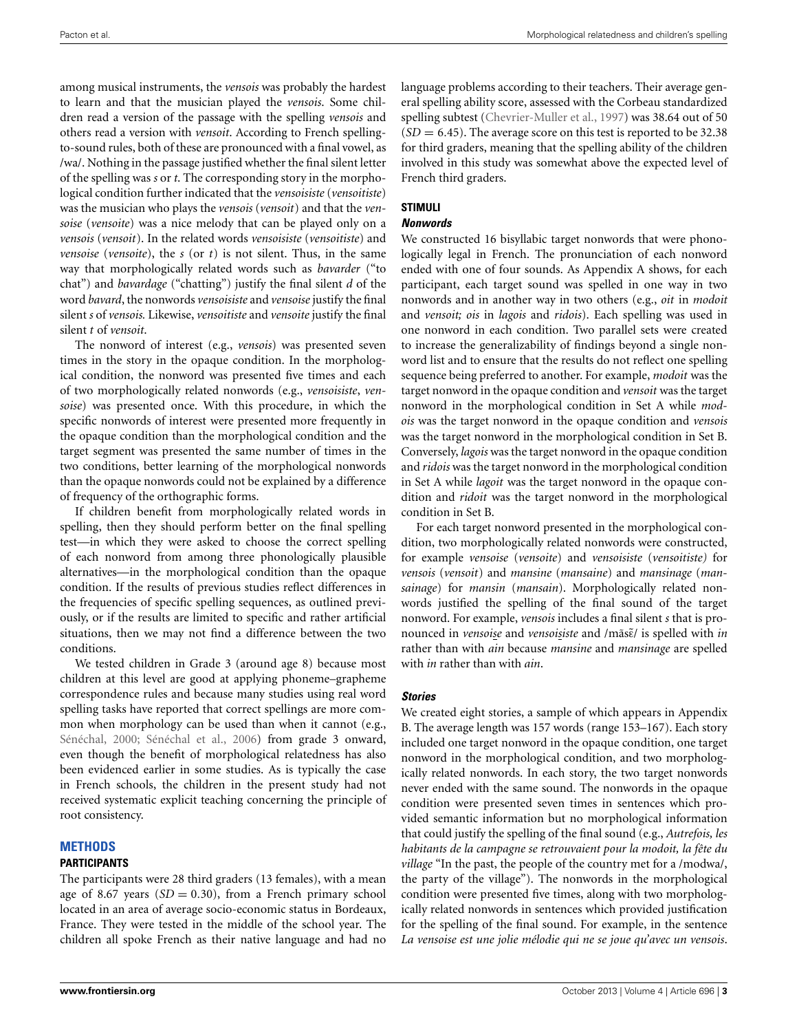among musical instruments, the *vensois* was probably the hardest to learn and that the musician played the *vensois*. Some children read a version of the passage with the spelling *vensois* and others read a version with *vensoit*. According to French spelling-to-sound rules, both of these are pronounced with a final vowel, as /wa/. Nothing in the passage justified whether the final silent letter of the spelling was *s* or *t*. The corresponding story in the morphological condition further indicated that the *vensoisiste* (*vensoitiste*) was the musician who plays the *vensois* (*vensoit*) and that the *vensoise* (*vensoite*) was a nice melody that can be played only on a *vensois* (*vensoit*). In the related words *vensoisiste* (*vensoitiste*) and *vensoise* (*vensoite*), the *s* (or *t*) is not silent. Thus, in the same way that morphologically related words such as *bavarder* ("to chat") and *bavardage* ("chatting") justify the final silent *d* of the word *bavard*, the nonwords *vensoisiste* and *vensoise* justify the final silent *s* of *vensois*. Likewise, *vensoitiste* and *vensoite* justify the final silent *t* of *vensoit*.

The nonword of interest (e.g., *vensois*) was presented seven times in the story in the opaque condition. In the morphological condition, the nonword was presented five times and each of two morphologically related nonwords (e.g., *vensoisiste*, *vensoise*) was presented once. With this procedure, in which the specific nonwords of interest were presented more frequently in the opaque condition than the morphological condition and the target segment was presented the same number of times in the two conditions, better learning of the morphological nonwords than the opaque nonwords could not be explained by a difference of frequency of the orthographic forms.

If children benefit from morphologically related words in spelling, then they should perform better on the final spelling test—in which they were asked to choose the correct spelling of each nonword from among three phonologically plausible alternatives—in the morphological condition than the opaque condition. If the results of previous studies reflect differences in the frequencies of specific spelling sequences, as outlined previously, or if the results are limited to specific and rather artificial situations, then we may not find a difference between the two conditions.

We tested children in Grade 3 (around age 8) because most children at this level are good at applying phoneme–grapheme correspondence rules and because many studies using real word spelling tasks have reported that correct spellings are more common when morphology can be used than when it cannot (e.g., Sénéchal, 2000; Sénéchal et al., 2006) from grade 3 onward, even though the benefit of morphological relatedness has also been evidenced earlier in some studies. As is typically the case in French schools, the children in the present study had not received systematic explicit teaching concerning the principle of root consistency.

# METHODS

## PARTICIPANTS

The participants were 28 third graders (13 females), with a mean age of 8.67 years ($SD = 0.30$), from a French primary school located in an area of average socio-economic status in Bordeaux, France. They were tested in the middle of the school year. The children all spoke French as their native language and had no language problems according to their teachers. Their average general spelling ability score, assessed with the Corbeau standardized spelling subtest (Chevrier-Muller et al., 1997) was 38.64 out of 50 ($SD = 6.45$). The average score on this test is reported to be 32.38 for third graders, meaning that the spelling ability of the children involved in this study was somewhat above the expected level of French third graders.

## STIMULI

### *Nonwords*

We constructed 16 bisyllabic target nonwords that were phonologically legal in French. The pronunciation of each nonword ended with one of four sounds. As Appendix A shows, for each participant, each target sound was spelled in one way in two nonwords and in another way in two others (e.g., *oit* in *modoit* and *vensoit; ois* in *lagois* and *ridois*). Each spelling was used in one nonword in each condition. Two parallel sets were created to increase the generalizability of findings beyond a single nonword list and to ensure that the results do not reflect one spelling sequence being preferred to another. For example, *modoit* was the target nonword in the opaque condition and *vensoit* was the target nonword in the morphological condition in Set A while *modois* was the target nonword in the opaque condition and *vensois* was the target nonword in the morphological condition in Set B. Conversely, *lagois* was the target nonword in the opaque condition and *ridois* was the target nonword in the morphological condition in Set A while *lagoit* was the target nonword in the opaque condition and *ridoit* was the target nonword in the morphological condition in Set B.

For each target nonword presented in the morphological condition, two morphologically related nonwords were constructed, for example *vensoise* (*vensoite*) and *vensoisiste* (*vensoitiste)* for *vensois* (*vensoit*) and *mansine* (*mansaine*) and *mansinage* (*mansainage*) for *mansin* (*mansain*). Morphologically related nonwords justified the spelling of the final sound of the target nonword. For example, *vensois* includes a final silent *s* that is pronounced in *vensoise* and *vensoisiste* and /mɑ̃sɛ̃/ is spelled with *in* rather than with *ain* because *mansine* and *mansinage* are spelled with *in* rather than with *ain*.

### *Stories*

We created eight stories, a sample of which appears in Appendix B. The average length was 157 words (range 153–167). Each story included one target nonword in the opaque condition, one target nonword in the morphological condition, and two morphologically related nonwords. In each story, the two target nonwords never ended with the same sound. The nonwords in the opaque condition were presented seven times in sentences which provided semantic information but no morphological information that could justify the spelling of the final sound (e.g., *Autrefois, les habitants de la campagne se retrouvaient pour la modoit, la fête du village* "In the past, the people of the country met for a /modwa/, the party of the village"). The nonwords in the morphological condition were presented five times, along with two morphologically related nonwords in sentences which provided justification for the spelling of the final sound. For example, in the sentence *La vensoise est une jolie mélodie qui ne se joue qu'avec un vensois*.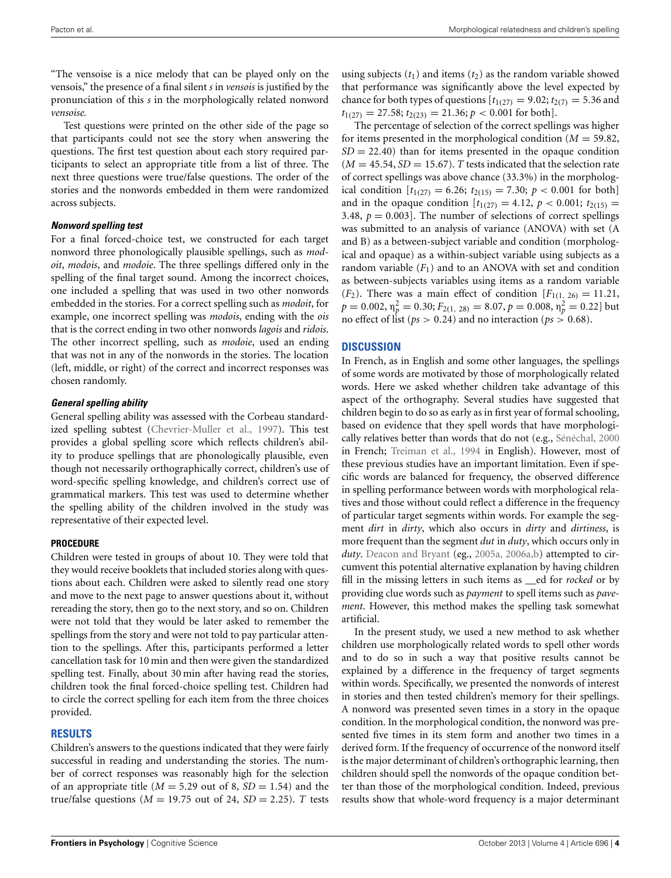"The vensoise is a nice melody that can be played only on the vensois," the presence of a final silent *s* in *vensois* is justified by the pronunciation of this *s* in the morphologically related nonword *vensoise*.

Test questions were printed on the other side of the page so that participants could not see the story when answering the questions. The first test question about each story required participants to select an appropriate title from a list of three. The next three questions were true/false questions. The order of the stories and the nonwords embedded in them were randomized across subjects.

#### *Nonword spelling test*

For a final forced-choice test, we constructed for each target nonword three phonologically plausible spellings, such as *modoit*, *modois*, and *modoie*. The three spellings differed only in the spelling of the final target sound. Among the incorrect choices, one included a spelling that was used in two other nonwords embedded in the stories. For a correct spelling such as *modoit*, for example, one incorrect spelling was *modois*, ending with the *ois* that is the correct ending in two other nonwords *lagois* and *ridois*. The other incorrect spelling, such as *modoie*, used an ending that was not in any of the nonwords in the stories. The location (left, middle, or right) of the correct and incorrect responses was chosen randomly.

#### *General spelling ability*

General spelling ability was assessed with the Corbeau standardized spelling subtest (Chevrier-Muller et al., 1997). This test provides a global spelling score which reflects children's ability to produce spellings that are phonologically plausible, even though not necessarily orthographically correct, children's use of word-specific spelling knowledge, and children's correct use of grammatical markers. This test was used to determine whether the spelling ability of the children involved in the study was representative of their expected level.

### PROCEDURE

Children were tested in groups of about 10. They were told that they would receive booklets that included stories along with questions about each. Children were asked to silently read one story and move to the next page to answer questions about it, without rereading the story, then go to the next story, and so on. Children were not told that they would be later asked to remember the spellings from the story and were not told to pay particular attention to the spellings. After this, participants performed a letter cancellation task for 10 min and then were given the standardized spelling test. Finally, about 30 min after having read the stories, children took the final forced-choice spelling test. Children had to circle the correct spelling for each item from the three choices provided.

## RESULTS

Children's answers to the questions indicated that they were fairly successful in reading and understanding the stories. The number of correct responses was reasonably high for the selection of an appropriate title ($M = 5.29$ out of 8, $SD = 1.54$) and the true/false questions ($M = 19.75$ out of 24, $SD = 2.25$). *T* tests using subjects ($t_1$) and items ($t_2$) as the random variable showed that performance was significantly above the level expected by chance for both types of questions [$t_{1(27)} = 9.02$; $t_{2(7)} = 5.36$ and $t_{1(27)} = 27.58$; $t_{2(23)} = 21.36$; $p < 0.001$ for both].

The percentage of selection of the correct spellings was higher for items presented in the morphological condition ($M = 59.82$, $SD = 22.40$) than for items presented in the opaque condition ($M = 45.54$, $SD = 15.67$). *T* tests indicated that the selection rate of correct spellings was above chance (33.3%) in the morphological condition [$t_{1(27)} = 6.26$; $t_{2(15)} = 7.30$; $p < 0.001$ for both] and in the opaque condition [$t_{1(27)} = 4.12$, $p < 0.001$; $t_{2(15)} = 3.48$, $p = 0.003$]. The number of selections of correct spellings was submitted to an analysis of variance (ANOVA) with set (A and B) as a between-subject variable and condition (morphological and opaque) as a within-subject variable using subjects as a random variable ($F_1$) and to an ANOVA with set and condition as between-subjects variables using items as a random variable ($F_2$). There was a main effect of condition [$F_{1(1,\ 26)} = 11.21$, $p = 0.002$, $\eta_p^2 = 0.30$; $F_{2(1,\ 28)} = 8.07$, $p = 0.008$, $\eta_p^2 = 0.22$] but no effect of list ($ps > 0.24$) and no interaction ($ps > 0.68$).

## DISCUSSION

In French, as in English and some other languages, the spellings of some words are motivated by those of morphologically related words. Here we asked whether children take advantage of this aspect of the orthography. Several studies have suggested that children begin to do so as early as in first year of formal schooling, based on evidence that they spell words that have morphologically relatives better than words that do not (e.g., Sénéchal, 2000 in French; Treiman et al., 1994 in English). However, most of these previous studies have an important limitation. Even if specific words are balanced for frequency, the observed difference in spelling performance between words with morphological relatives and those without could reflect a difference in the frequency of particular target segments within words. For example the segment *dirt* in *dirty*, which also occurs in *dirty* and *dirtiness*, is more frequent than the segment *dut* in *duty*, which occurs only in *duty*. Deacon and Bryant (eg., 2005a, 2006a,b) attempted to circumvent this potential alternative explanation by having children fill in the missing letters in such items as __ed for *rocked* or by providing clue words such as *payment* to spell items such as *pavement*. However, this method makes the spelling task somewhat artificial.

In the present study, we used a new method to ask whether children use morphologically related words to spell other words and to do so in such a way that positive results cannot be explained by a difference in the frequency of target segments within words. Specifically, we presented the nonwords of interest in stories and then tested children's memory for their spellings. A nonword was presented seven times in a story in the opaque condition. In the morphological condition, the nonword was presented five times in its stem form and another two times in a derived form. If the frequency of occurrence of the nonword itself is the major determinant of children's orthographic learning, then children should spell the nonwords of the opaque condition better than those of the morphological condition. Indeed, previous results show that whole-word frequency is a major determinant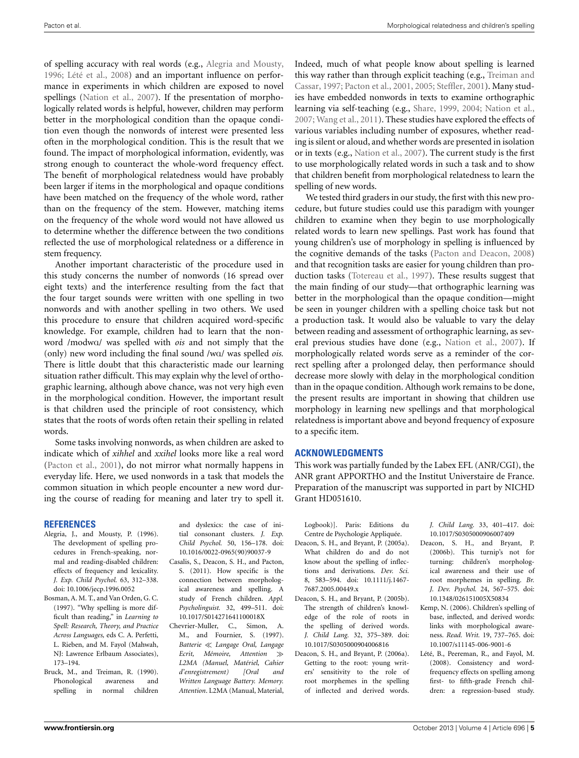of spelling accuracy with real words (e.g., Alegria and Mousty, 1996; Lété et al., 2008) and an important influence on performance in experiments in which children are exposed to novel spellings (Nation et al., 2007). If the presentation of morphologically related words is helpful, however, children may perform better in the morphological condition than the opaque condition even though the nonwords of interest were presented less often in the morphological condition. This is the result that we found. The impact of morphological information, evidently, was strong enough to counteract the whole-word frequency effect. The benefit of morphological relatedness would have probably been larger if items in the morphological and opaque conditions have been matched on the frequency of the whole word, rather than on the frequency of the stem. However, matching items on the frequency of the whole word would not have allowed us to determine whether the difference between the two conditions reflected the use of morphological relatedness or a difference in stem frequency.

Another important characteristic of the procedure used in this study concerns the number of nonwords (16 spread over eight texts) and the interference resulting from the fact that the four target sounds were written with one spelling in two nonwords and with another spelling in two others. We used this procedure to ensure that children acquired word-specific knowledge. For example, children had to learn that the nonword /modwɑ/ was spelled with *ois* and not simply that the (only) new word including the final sound /wɑ/ was spelled *ois*. There is little doubt that this characteristic made our learning situation rather difficult. This may explain why the level of orthographic learning, although above chance, was not very high even in the morphological condition. However, the important result is that children used the principle of root consistency, which states that the roots of words often retain their spelling in related words.

Some tasks involving nonwords, as when children are asked to indicate which of *xihhel* and *xxihel* looks more like a real word (Pacton et al., 2001), do not mirror what normally happens in everyday life. Here, we used nonwords in a task that models the common situation in which people encounter a new word during the course of reading for meaning and later try to spell it. Indeed, much of what people know about spelling is learned this way rather than through explicit teaching (e.g., Treiman and Cassar, 1997; Pacton et al., 2001, 2005; Steffler, 2001). Many studies have embedded nonwords in texts to examine orthographic learning via self-teaching (e.g., Share, 1999, 2004; Nation et al., 2007; Wang et al., 2011). These studies have explored the effects of various variables including number of exposures, whether reading is silent or aloud, and whether words are presented in isolation or in texts (e.g., Nation et al., 2007). The current study is the first to use morphologically related words in such a task and to show that children benefit from morphological relatedness to learn the spelling of new words.

We tested third graders in our study, the first with this new procedure, but future studies could use this paradigm with younger children to examine when they begin to use morphologically related words to learn new spellings. Past work has found that young children's use of morphology in spelling is influenced by the cognitive demands of the tasks (Pacton and Deacon, 2008) and that recognition tasks are easier for young children than production tasks (Totereau et al., 1997). These results suggest that the main finding of our study—that orthographic learning was better in the morphological than the opaque condition—might be seen in younger children with a spelling choice task but not a production task. It would also be valuable to vary the delay between reading and assessment of orthographic learning, as several previous studies have done (e.g., Nation et al., 2007). If morphologically related words serve as a reminder of the correct spelling after a prolonged delay, then performance should decrease more slowly with delay in the morphological condition than in the opaque condition. Although work remains to be done, the present results are important in showing that children use morphology in learning new spellings and that morphological relatedness is important above and beyond frequency of exposure to a specific item.

## ACKNOWLEDGMENTS

This work was partially funded by the Labex EFL (ANR/CGI), the ANR grant APPORTHO and the Institut Universtaire de France. Preparation of the manuscript was supported in part by NICHD Grant HD051610.

## REFERENCES

Alegria, J., and Mousty, P. (1996). The development of spelling procedures in French-speaking, normal and reading-disabled children: effects of frequency and lexicality. *J. Exp. Child Psychol.* 63, 312–338. doi: 10.1006/jecp.1996.0052

Bosman, A. M. T., and Van Orden, G. C. (1997). "Why spelling is more difficult than reading," in *Learning to Spell: Research, Theory, and Practice Across Languages*, eds C. A. Perfetti, L. Rieben, and M. Fayol (Mahwah, NJ: Lawrence Erlbaum Associates), 173–194.

Bruck, M., and Treiman, R. (1990). Phonological awareness and spelling in normal children and dyslexics: the case of initial consonant clusters. *J. Exp. Child Psychol.* 50, 156–178. doi: 10.1016/0022-0965(90)90037-9

Casalis, S., Deacon, S. H., and Pacton, S. (2011). How specific is the connection between morphological awareness and spelling. A study of French children. *Appl. Psycholinguist.* 32, 499–511. doi: 10.1017/S014271641100018X

Chevrier-Muller, C., Simon, A. M., and Fournier, S. (1997). *Batterie ≪ Langage Oral, Langage Ecrit, Mémoire, Attention ≫ L2MA (Manuel, Matériel, Cahier d'enregistrement) [Oral and Written Language Battery. Memory. Attention*. L2MA (Manual, Material, Logbook)]. Paris: Editions du Centre de Psychologie Appliquée.

Deacon, S. H., and Bryant, P. (2005a). What children do and do not know about the spelling of inflections and derivations. *Dev. Sci.* 8, 583–594. doi: 10.1111/j.1467-7687.2005.00449.x

Deacon, S. H., and Bryant, P. (2005b). The strength of children's knowledge of the role of roots in the spelling of derived words. *J. Child Lang.* 32, 375–389. doi: 10.1017/S0305000904006816

Deacon, S. H., and Bryant, P. (2006a). Getting to the root: young writers' sensitivity to the role of root morphemes in the spelling of inflected and derived words. *J. Child Lang.* 33, 401–417. doi: 10.1017/S0305000906007409

Deacon, S. H., and Bryant, P. (2006b). This turnip's not for turning: children's morphological awareness and their use of root morphemes in spelling. *Br. J. Dev. Psychol.* 24, 567–575. doi: 10.1348/026151005X50834

Kemp, N. (2006). Children's spelling of base, inflected, and derived words: links with morphological awareness. *Read. Writ.* 19, 737–765. doi: 10.1007/s11145-006-9001-6

Lété, B., Peereman, R., and Fayol, M. (2008). Consistency and word-frequency effects on spelling among first- to fifth-grade French children: a regression-based study.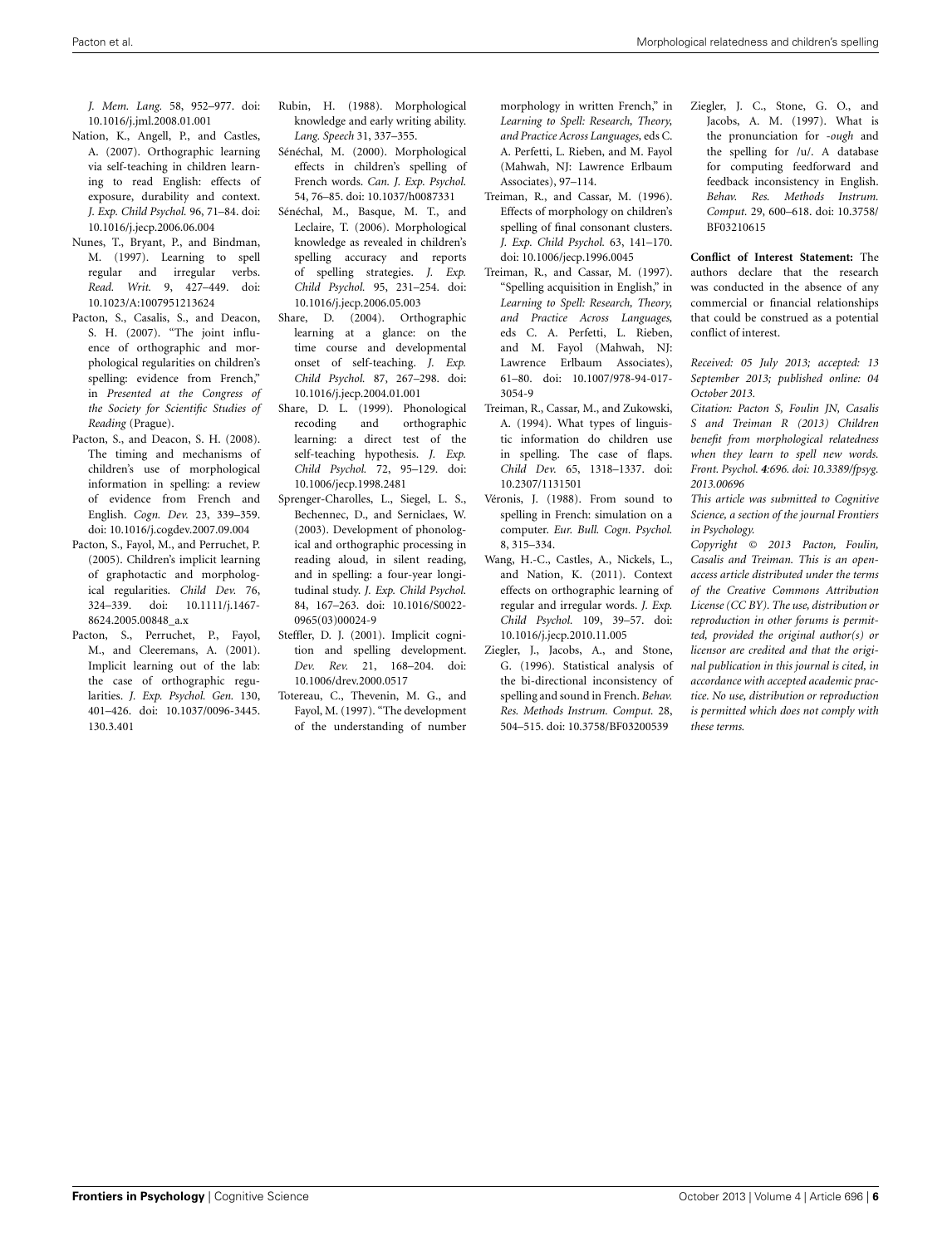*J. Mem. Lang.* 58, 952–977. doi: 10.1016/j.jml.2008.01.001

Nation, K., Angell, P., and Castles, A. (2007). Orthographic learning via self-teaching in children learning to read English: effects of exposure, durability and context. *J. Exp. Child Psychol.* 96, 71–84. doi: 10.1016/j.jecp.2006.06.004

Nunes, T., Bryant, P., and Bindman, M. (1997). Learning to spell regular and irregular verbs. *Read. Writ.* 9, 427–449. doi: 10.1023/A:1007951213624

Pacton, S., Casalis, S., and Deacon, S. H. (2007). "The joint influence of orthographic and morphological regularities on children's spelling: evidence from French," in *Presented at the Congress of the Society for Scientific Studies of Reading* (Prague).

Pacton, S., and Deacon, S. H. (2008). The timing and mechanisms of children's use of morphological information in spelling: a review of evidence from French and English. *Cogn. Dev.* 23, 339–359. doi: 10.1016/j.cogdev.2007.09.004

Pacton, S., Fayol, M., and Perruchet, P. (2005). Children's implicit learning of graphotactic and morphological regularities. *Child Dev.* 76, 324–339. doi: 10.1111/j.1467-8624.2005.00848_a.x

Pacton, S., Perruchet, P., Fayol, M., and Cleeremans, A. (2001). Implicit learning out of the lab: the case of orthographic regularities. *J. Exp. Psychol. Gen.* 130, 401–426. doi: 10.1037/0096-3445.130.3.401

Rubin, H. (1988). Morphological knowledge and early writing ability. *Lang. Speech* 31, 337–355.

Sénéchal, M. (2000). Morphological effects in children's spelling of French words. *Can. J. Exp. Psychol.* 54, 76–85. doi: 10.1037/h0087331

Sénéchal, M., Basque, M. T., and Leclaire, T. (2006). Morphological knowledge as revealed in children's spelling accuracy and reports of spelling strategies. *J. Exp. Child Psychol.* 95, 231–254. doi: 10.1016/j.jecp.2006.05.003

Share, D. (2004). Orthographic learning at a glance: on the time course and developmental onset of self-teaching. *J. Exp. Child Psychol.* 87, 267–298. doi: 10.1016/j.jecp.2004.01.001

Share, D. L. (1999). Phonological recoding and orthographic learning: a direct test of the self-teaching hypothesis. *J. Exp. Child Psychol.* 72, 95–129. doi: 10.1006/jecp.1998.2481

Sprenger-Charolles, L., Siegel, L. S., Bechennec, D., and Serniclaes, W. (2003). Development of phonological and orthographic processing in reading aloud, in silent reading, and in spelling: a four-year longitudinal study. *J. Exp. Child Psychol.* 84, 167–263. doi: 10.1016/S0022-0965(03)00024-9

Steffler, D. J. (2001). Implicit cognition and spelling development. *Dev. Rev.* 21, 168–204. doi: 10.1006/drev.2000.0517

Totereau, C., Thevenin, M. G., and Fayol, M. (1997). "The development of the understanding of number morphology in written French," in *Learning to Spell: Research, Theory, and Practice Across Languages*, eds C. A. Perfetti, L. Rieben, and M. Fayol (Mahwah, NJ: Lawrence Erlbaum Associates), 97–114.

Treiman, R., and Cassar, M. (1996). Effects of morphology on children's spelling of final consonant clusters. *J. Exp. Child Psychol.* 63, 141–170. doi: 10.1006/jecp.1996.0045

Treiman, R., and Cassar, M. (1997). "Spelling acquisition in English," in *Learning to Spell: Research, Theory, and Practice Across Languages*, eds C. A. Perfetti, L. Rieben, and M. Fayol (Mahwah, NJ: Lawrence Erlbaum Associates), 61–80. doi: 10.1007/978-94-017-3054-9

Treiman, R., Cassar, M., and Zukowski, A. (1994). What types of linguistic information do children use in spelling. The case of flaps. *Child Dev.* 65, 1318–1337. doi: 10.2307/1131501

Véronis, J. (1988). From sound to spelling in French: simulation on a computer. *Eur. Bull. Cogn. Psychol.* 8, 315–334.

Wang, H.-C., Castles, A., Nickels, L., and Nation, K. (2011). Context effects on orthographic learning of regular and irregular words. *J. Exp. Child Psychol.* 109, 39–57. doi: 10.1016/j.jecp.2010.11.005

Ziegler, J., Jacobs, A., and Stone, G. (1996). Statistical analysis of the bi-directional inconsistency of spelling and sound in French. *Behav. Res. Methods Instrum. Comput.* 28, 504–515. doi: 10.3758/BF03200539

Ziegler, J. C., Stone, G. O., and Jacobs, A. M. (1997). What is the pronunciation for *-ough* and the spelling for /u/. A database for computing feedforward and feedback inconsistency in English. *Behav. Res. Methods Instrum. Comput.* 29, 600–618. doi: 10.3758/BF03210615

**Conflict of Interest Statement:** The authors declare that the research was conducted in the absence of any commercial or financial relationships that could be construed as a potential conflict of interest.

*Received: 05 July 2013; accepted: 13 September 2013; published online: 04 October 2013.*

*Citation: Pacton S, Foulin JN, Casalis S and Treiman R (2013) Children benefit from morphological relatedness when they learn to spell new words. Front. Psychol.* ***4****:696. doi: 10.3389/fpsyg.2013.00696*

*This article was submitted to Cognitive Science, a section of the journal Frontiers in Psychology.*

*Copyright © 2013 Pacton, Foulin, Casalis and Treiman. This is an open-access article distributed under the terms of the Creative Commons Attribution License (CC BY). The use, distribution or reproduction in other forums is permitted, provided the original author(s) or licensor are credited and that the original publication in this journal is cited, in accordance with accepted academic practice. No use, distribution or reproduction is permitted which does not comply with these terms.*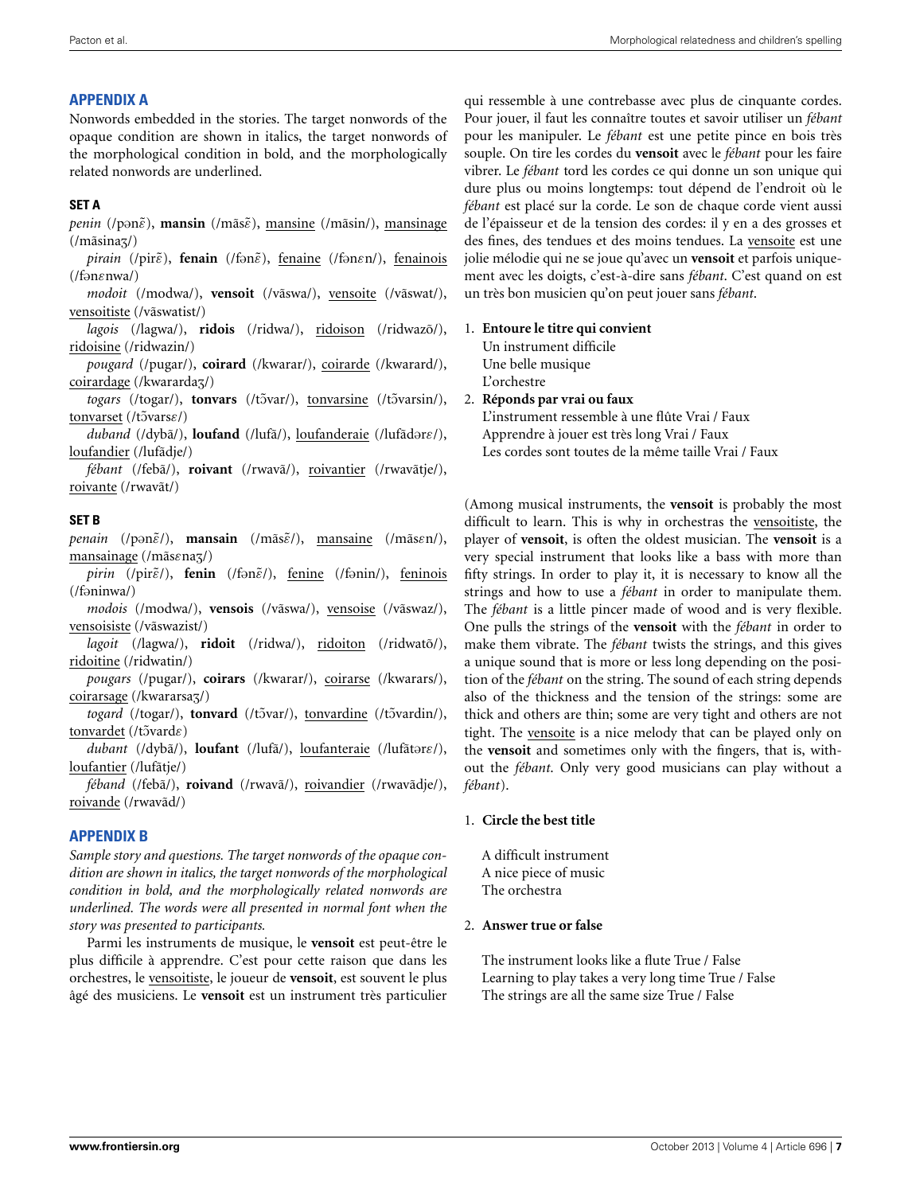## APPENDIX A

Nonwords embedded in the stories. The target nonwords of the opaque condition are shown in italics, the target nonwords of the morphological condition in bold, and the morphologically related nonwords are underlined.

### SET A

*penin* (/pənɛ̃/), **mansin** (/mɑ̃sɛ̃), <u>mansine</u> (/mɑ̃sin/), <u>mansinage</u> (/mɑ̃sinaʒ/)

*pirain* (/pirɛ̃), **fenain** (/fənɛ̃), <u>fenaine</u> (/fənɛn/), <u>fenainois</u> (/fənɛnwa/)

*modoit* (/modwa/), **vensoit** (/vɑ̃swa/), <u>vensoite</u> (/vɑ̃swat/), <u>vensoitiste</u> (/vɑ̃swatist/)

*lagois* (/lagwa/), **ridois** (/ridwa/), <u>ridoison</u> (/ridwazõ/), <u>ridoisine</u> (/ridwazin/)

*pougard* (/pugar/), **coirard** (/kwarar/), <u>coirarde</u> (/kwarard/), <u>coirardage</u> (/kwarardaʒ/)

*togars* (/togar/), **tonvars** (/tɔ̃var/), <u>tonvarsine</u> (/tɔ̃varsin/), <u>tonvarset</u> (/tɔ̃varsɛ/)

*duband* (/dybɑ̃/), **loufand** (/lufɑ̃/), <u>loufanderaie</u> (/lufɑ̃dərɛ/), <u>loufandier</u> (/lufɑ̃dje/)

*fébant* (/febɑ̃/), **roivant** (/rwavɑ̃/), <u>roivantier</u> (/rwavɑ̃tje/), <u>roivante</u> (/rwavɑ̃t/)

### SET B

*penain* (/pənɛ̃/), **mansain** (/mɑ̃sɛ̃/), <u>mansaine</u> (/mɑ̃sɛn/), <u>mansainage</u> (/mɑ̃sɛnaʒ/)

*pirin* (/pirɛ̃/), **fenin** (/fənɛ̃/), <u>fenine</u> (/fənin/), <u>feninois</u> (/fəninwa/)

*modois* (/modwa/), **vensois** (/vɑ̃swa/), <u>vensoise</u> (/vɑ̃swaz/), <u>vensoisiste</u> (/vɑ̃swazist/)

*lagoit* (/lagwa/), **ridoit** (/ridwa/), <u>ridoiton</u> (/ridwatõ/), <u>ridoitine</u> (/ridwatin/)

*pougars* (/pugar/), **coirars** (/kwarar/), <u>coirarse</u> (/kwarars/), <u>coirarsage</u> (/kwararsaʒ/)

*togard* (/togar/), **tonvard** (/tɔ̃var/), <u>tonvardine</u> (/tɔ̃vardin/), <u>tonvardet</u> (/tɔ̃vardɛ)

*dubant* (/dybɑ̃/), **loufant** (/lufɑ̃/), <u>loufanteraie</u> (/lufɑ̃tərɛ/), <u>loufantier</u> (/lufɑ̃tje/)

*féband* (/febɑ̃/), **roivand** (/rwavɑ̃/), <u>roivandier</u> (/rwavɑ̃dje/), <u>roivande</u> (/rwavɑ̃d/)

## APPENDIX B

*Sample story and questions. The target nonwords of the opaque condition are shown in italics, the target nonwords of the morphological condition in bold, and the morphologically related nonwords are underlined. The words were all presented in normal font when the story was presented to participants.*

Parmi les instruments de musique, le **vensoit** est peut-être le plus difficile à apprendre. C'est pour cette raison que dans les orchestres, le <u>vensoitiste</u>, le joueur de **vensoit**, est souvent le plus âgé des musiciens. Le **vensoit** est un instrument très particulier qui ressemble à une contrebasse avec plus de cinquante cordes. Pour jouer, il faut les connaître toutes et savoir utiliser un *fébant* pour les manipuler. Le *fébant* est une petite pince en bois très souple. On tire les cordes du **vensoit** avec le *fébant* pour les faire vibrer. Le *fébant* tord les cordes ce qui donne un son unique qui dure plus ou moins longtemps: tout dépend de l'endroit où le *fébant* est placé sur la corde. Le son de chaque corde vient aussi de l'épaisseur et de la tension des cordes: il y en a des grosses et des fines, des tendues et des moins tendues. La <u>vensoite</u> est une jolie mélodie qui ne se joue qu'avec un **vensoit** et parfois uniquement avec les doigts, c'est-à-dire sans *fébant*. C'est quand on est un très bon musicien qu'on peut jouer sans *fébant*.

1. **Entoure le titre qui convient**
   Un instrument difficile
   Une belle musique
   L'orchestre
2. **Réponds par vrai ou faux**
   L'instrument ressemble à une flûte Vrai / Faux
   Apprendre à jouer est très long Vrai / Faux
   Les cordes sont toutes de la même taille Vrai / Faux

(Among musical instruments, the **vensoit** is probably the most difficult to learn. This is why in orchestras the <u>vensoitiste</u>, the player of **vensoit**, is often the oldest musician. The **vensoit** is a very special instrument that looks like a bass with more than fifty strings. In order to play it, it is necessary to know all the strings and how to use a *fébant* in order to manipulate them. The *fébant* is a little pincer made of wood and is very flexible. One pulls the strings of the **vensoit** with the *fébant* in order to make them vibrate. The *fébant* twists the strings, and this gives a unique sound that is more or less long depending on the position of the *fébant* on the string. The sound of each string depends also of the thickness and the tension of the strings: some are thick and others are thin; some are very tight and others are not tight. The <u>vensoite</u> is a nice melody that can be played only on the **vensoit** and sometimes only with the fingers, that is, without the *fébant*. Only very good musicians can play without a *fébant*).

1. **Circle the best title**

   A difficult instrument
   A nice piece of music
   The orchestra

2. **Answer true or false**

   The instrument looks like a flute True / False
   Learning to play takes a very long time True / False
   The strings are all the same size True / False